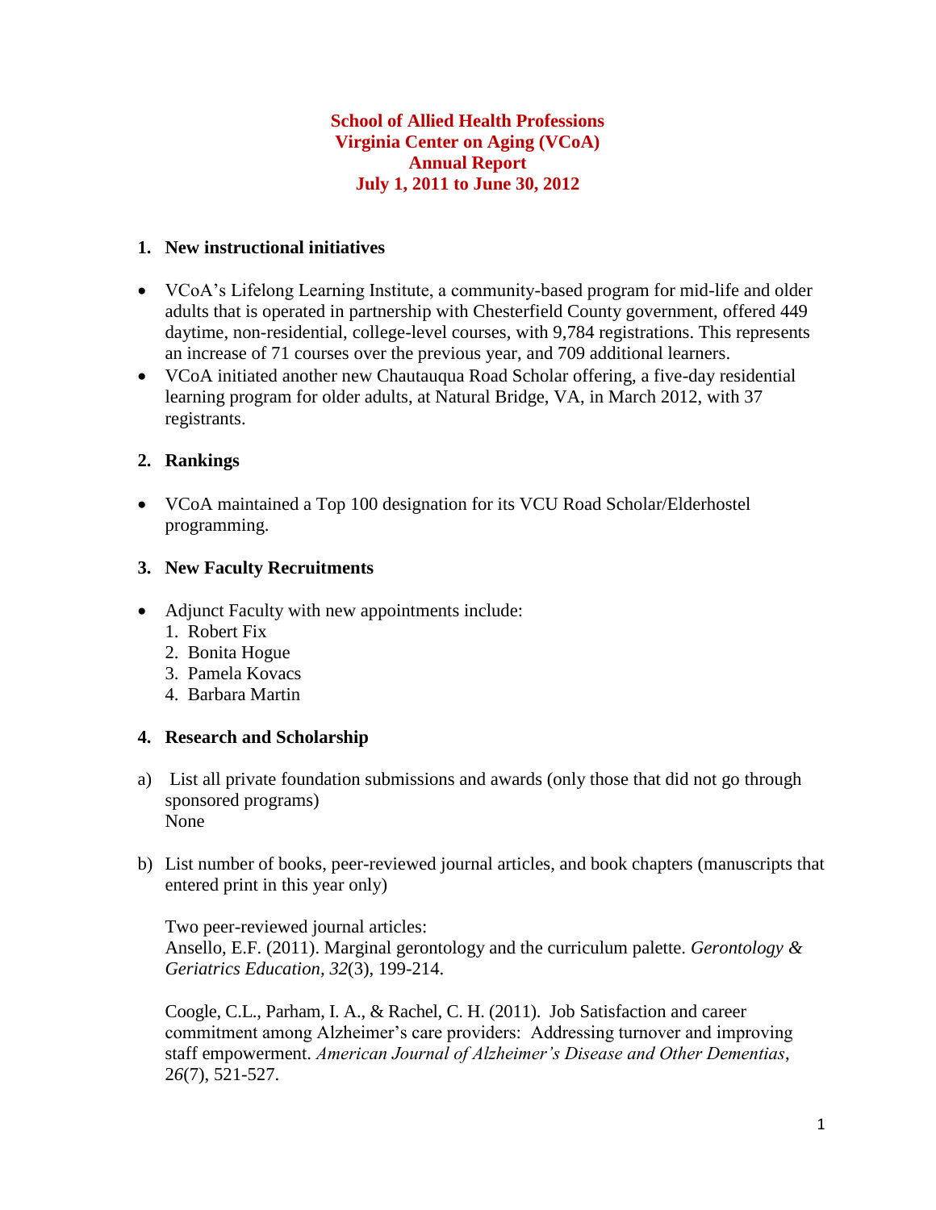# School of Allied Health Professions
# Virginia Center on Aging (VCoA)
# Annual Report
# July 1, 2011 to June 30, 2012

## 1. New instructional initiatives

- VCoA's Lifelong Learning Institute, a community-based program for mid-life and older adults that is operated in partnership with Chesterfield County government, offered 449 daytime, non-residential, college-level courses, with 9,784 registrations. This represents an increase of 71 courses over the previous year, and 709 additional learners.
- VCoA initiated another new Chautauqua Road Scholar offering, a five-day residential learning program for older adults, at Natural Bridge, VA, in March 2012, with 37 registrants.

## 2. Rankings

- VCoA maintained a Top 100 designation for its VCU Road Scholar/Elderhostel programming.

## 3. New Faculty Recruitments

- Adjunct Faculty with new appointments include:
  1. Robert Fix
  2. Bonita Hogue
  3. Pamela Kovacs
  4. Barbara Martin

## 4. Research and Scholarship

a) List all private foundation submissions and awards (only those that did not go through sponsored programs)
   None

b) List number of books, peer-reviewed journal articles, and book chapters (manuscripts that entered print in this year only)

   Two peer-reviewed journal articles:
   Ansello, E.F. (2011). Marginal gerontology and the curriculum palette. *Gerontology & Geriatrics Education, 32*(3), 199-214.

   Coogle, C.L., Parham, I. A., & Rachel, C. H. (2011). Job Satisfaction and career commitment among Alzheimer's care providers: Addressing turnover and improving staff empowerment. *American Journal of Alzheimer's Disease and Other Dementias*, *26*(7), 521-527.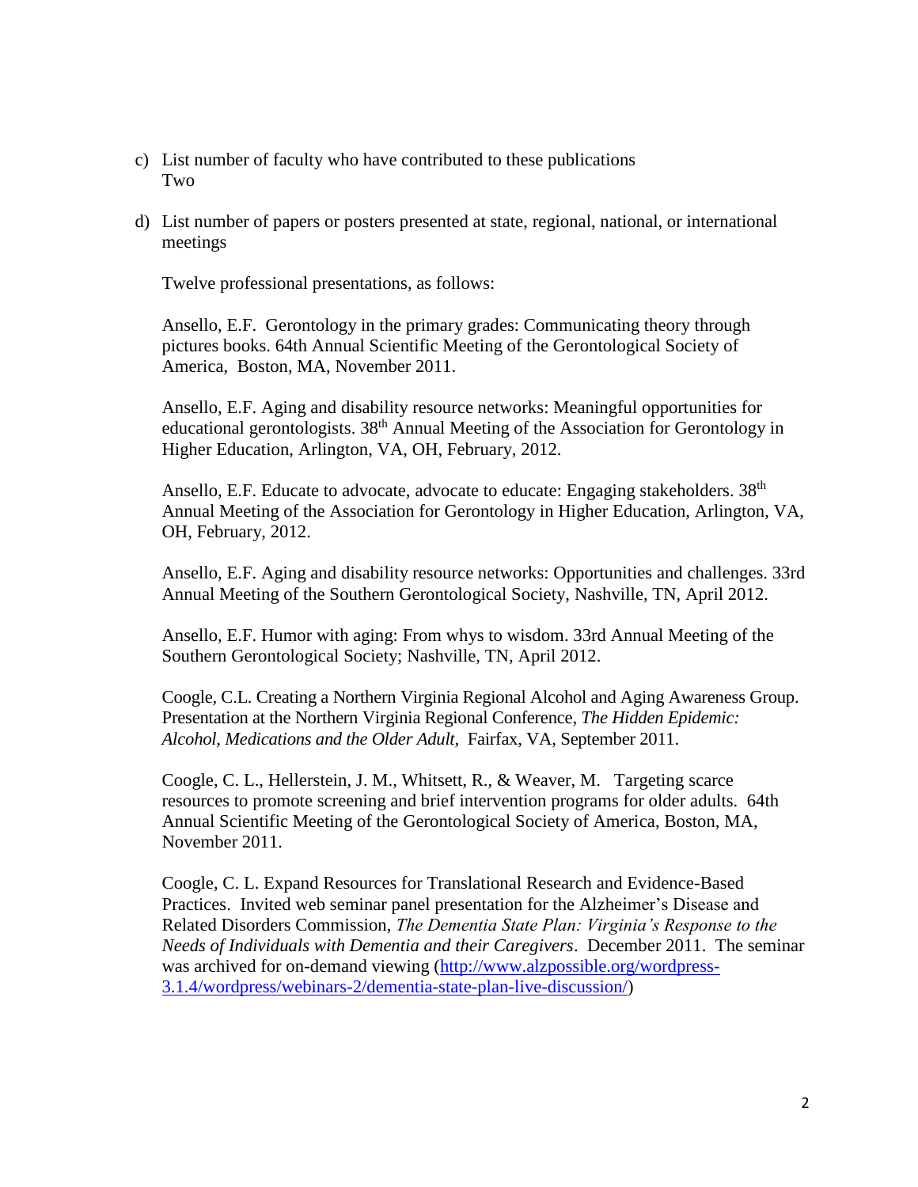c) List number of faculty who have contributed to these publications
   Two

d) List number of papers or posters presented at state, regional, national, or international meetings

   Twelve professional presentations, as follows:

   Ansello, E.F. Gerontology in the primary grades: Communicating theory through pictures books. 64th Annual Scientific Meeting of the Gerontological Society of America, Boston, MA, November 2011.

   Ansello, E.F. Aging and disability resource networks: Meaningful opportunities for educational gerontologists. 38th Annual Meeting of the Association for Gerontology in Higher Education, Arlington, VA, OH, February, 2012.

   Ansello, E.F. Educate to advocate, advocate to educate: Engaging stakeholders. 38th Annual Meeting of the Association for Gerontology in Higher Education, Arlington, VA, OH, February, 2012.

   Ansello, E.F. Aging and disability resource networks: Opportunities and challenges. 33rd Annual Meeting of the Southern Gerontological Society, Nashville, TN, April 2012.

   Ansello, E.F. Humor with aging: From whys to wisdom. 33rd Annual Meeting of the Southern Gerontological Society; Nashville, TN, April 2012.

   Coogle, C.L. Creating a Northern Virginia Regional Alcohol and Aging Awareness Group. Presentation at the Northern Virginia Regional Conference, *The Hidden Epidemic: Alcohol, Medications and the Older Adult*, Fairfax, VA, September 2011.

   Coogle, C. L., Hellerstein, J. M., Whitsett, R., & Weaver, M. Targeting scarce resources to promote screening and brief intervention programs for older adults. 64th Annual Scientific Meeting of the Gerontological Society of America, Boston, MA, November 2011.

   Coogle, C. L. Expand Resources for Translational Research and Evidence-Based Practices. Invited web seminar panel presentation for the Alzheimer's Disease and Related Disorders Commission, *The Dementia State Plan: Virginia's Response to the Needs of Individuals with Dementia and their Caregivers*. December 2011. The seminar was archived for on-demand viewing (http://www.alzpossible.org/wordpress-3.1.4/wordpress/webinars-2/dementia-state-plan-live-discussion/)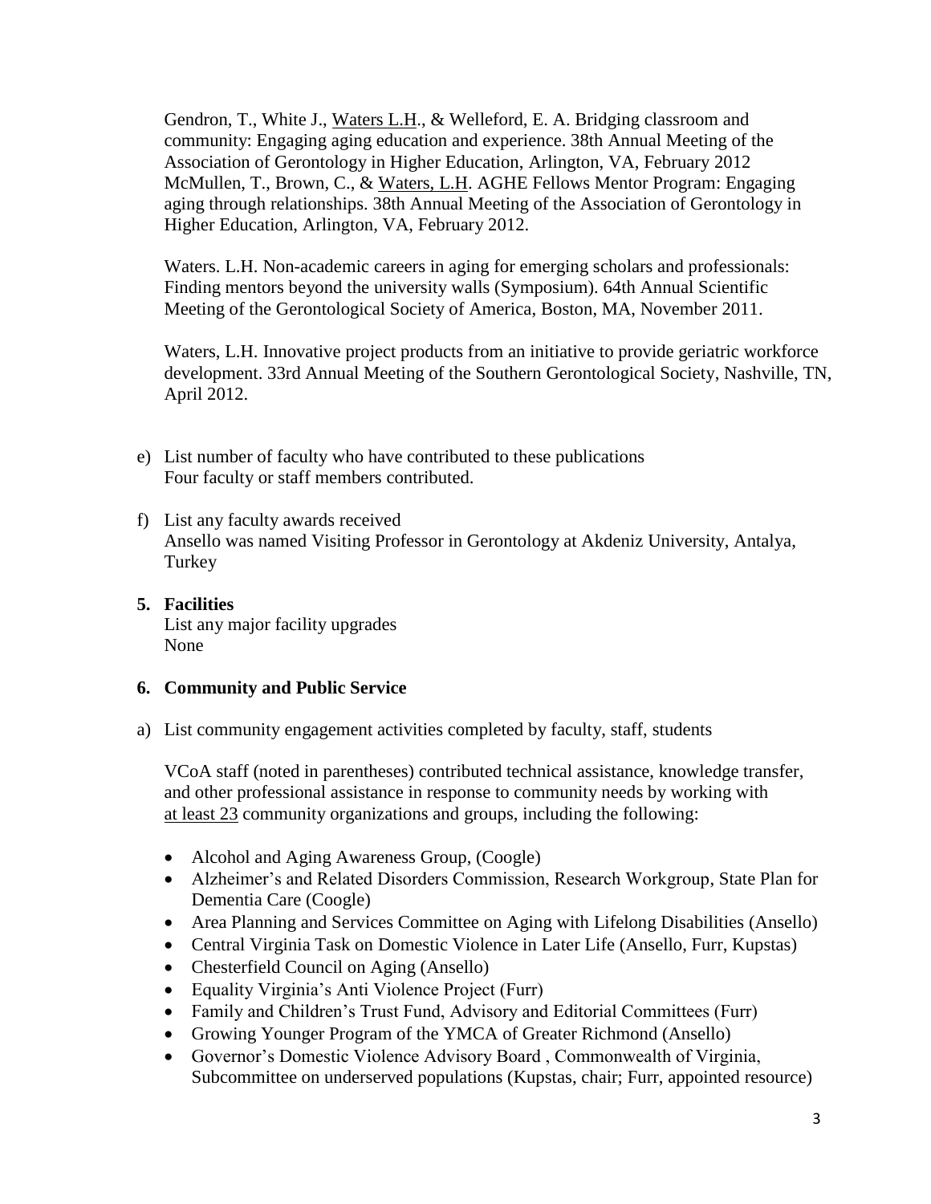Gendron, T., White J., Waters L.H., & Welleford, E. A. Bridging classroom and community: Engaging aging education and experience. 38th Annual Meeting of the Association of Gerontology in Higher Education, Arlington, VA, February 2012
McMullen, T., Brown, C., & Waters, L.H. AGHE Fellows Mentor Program: Engaging aging through relationships. 38th Annual Meeting of the Association of Gerontology in Higher Education, Arlington, VA, February 2012.

Waters. L.H. Non-academic careers in aging for emerging scholars and professionals: Finding mentors beyond the university walls (Symposium). 64th Annual Scientific Meeting of the Gerontological Society of America, Boston, MA, November 2011.

Waters, L.H. Innovative project products from an initiative to provide geriatric workforce development. 33rd Annual Meeting of the Southern Gerontological Society, Nashville, TN, April 2012.

e) List number of faculty who have contributed to these publications
   Four faculty or staff members contributed.

f) List any faculty awards received
   Ansello was named Visiting Professor in Gerontology at Akdeniz University, Antalya, Turkey

**5. Facilities**

List any major facility upgrades
None

**6. Community and Public Service**

a) List community engagement activities completed by faculty, staff, students

VCoA staff (noted in parentheses) contributed technical assistance, knowledge transfer, and other professional assistance in response to community needs by working with at least 23 community organizations and groups, including the following:

- Alcohol and Aging Awareness Group, (Coogle)
- Alzheimer's and Related Disorders Commission, Research Workgroup, State Plan for Dementia Care (Coogle)
- Area Planning and Services Committee on Aging with Lifelong Disabilities (Ansello)
- Central Virginia Task on Domestic Violence in Later Life (Ansello, Furr, Kupstas)
- Chesterfield Council on Aging (Ansello)
- Equality Virginia's Anti Violence Project (Furr)
- Family and Children's Trust Fund, Advisory and Editorial Committees (Furr)
- Growing Younger Program of the YMCA of Greater Richmond (Ansello)
- Governor's Domestic Violence Advisory Board , Commonwealth of Virginia, Subcommittee on underserved populations (Kupstas, chair; Furr, appointed resource)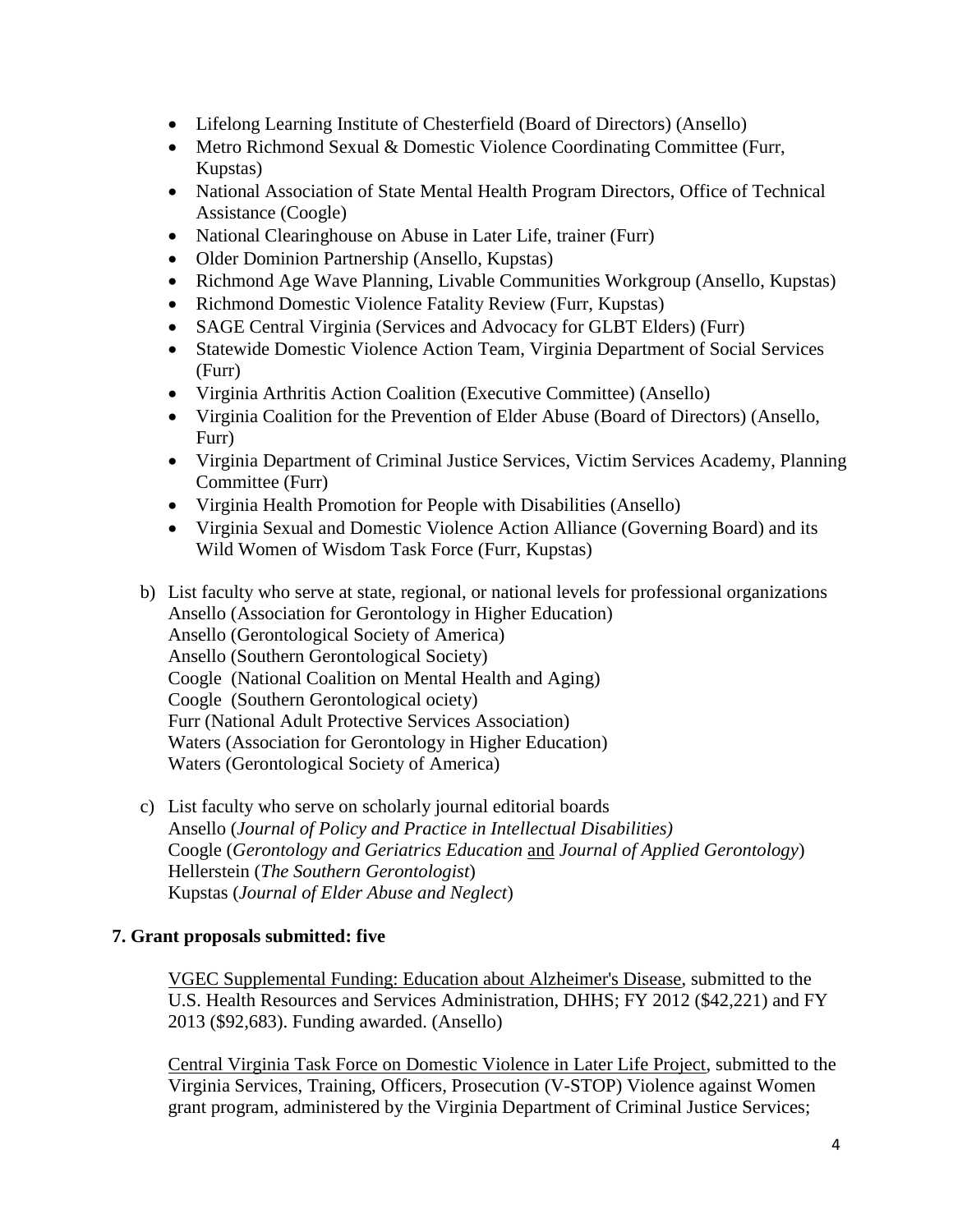- Lifelong Learning Institute of Chesterfield (Board of Directors) (Ansello)
- Metro Richmond Sexual & Domestic Violence Coordinating Committee (Furr, Kupstas)
- National Association of State Mental Health Program Directors, Office of Technical Assistance (Coogle)
- National Clearinghouse on Abuse in Later Life, trainer (Furr)
- Older Dominion Partnership (Ansello, Kupstas)
- Richmond Age Wave Planning, Livable Communities Workgroup (Ansello, Kupstas)
- Richmond Domestic Violence Fatality Review (Furr, Kupstas)
- SAGE Central Virginia (Services and Advocacy for GLBT Elders) (Furr)
- Statewide Domestic Violence Action Team, Virginia Department of Social Services (Furr)
- Virginia Arthritis Action Coalition (Executive Committee) (Ansello)
- Virginia Coalition for the Prevention of Elder Abuse (Board of Directors) (Ansello, Furr)
- Virginia Department of Criminal Justice Services, Victim Services Academy, Planning Committee (Furr)
- Virginia Health Promotion for People with Disabilities (Ansello)
- Virginia Sexual and Domestic Violence Action Alliance (Governing Board) and its Wild Women of Wisdom Task Force (Furr, Kupstas)

b) List faculty who serve at state, regional, or national levels for professional organizations
Ansello (Association for Gerontology in Higher Education)
Ansello (Gerontological Society of America)
Ansello (Southern Gerontological Society)
Coogle (National Coalition on Mental Health and Aging)
Coogle (Southern Gerontological ociety)
Furr (National Adult Protective Services Association)
Waters (Association for Gerontology in Higher Education)
Waters (Gerontological Society of America)

c) List faculty who serve on scholarly journal editorial boards
Ansello (*Journal of Policy and Practice in Intellectual Disabilities)*
Coogle (*Gerontology and Geriatrics Education* and *Journal of Applied Gerontology*)
Hellerstein (*The Southern Gerontologist*)
Kupstas (*Journal of Elder Abuse and Neglect*)

**7. Grant proposals submitted: five**

VGEC Supplemental Funding: Education about Alzheimer's Disease, submitted to the U.S. Health Resources and Services Administration, DHHS; FY 2012 ($42,221) and FY 2013 ($92,683). Funding awarded. (Ansello)

Central Virginia Task Force on Domestic Violence in Later Life Project, submitted to the Virginia Services, Training, Officers, Prosecution (V-STOP) Violence against Women grant program, administered by the Virginia Department of Criminal Justice Services;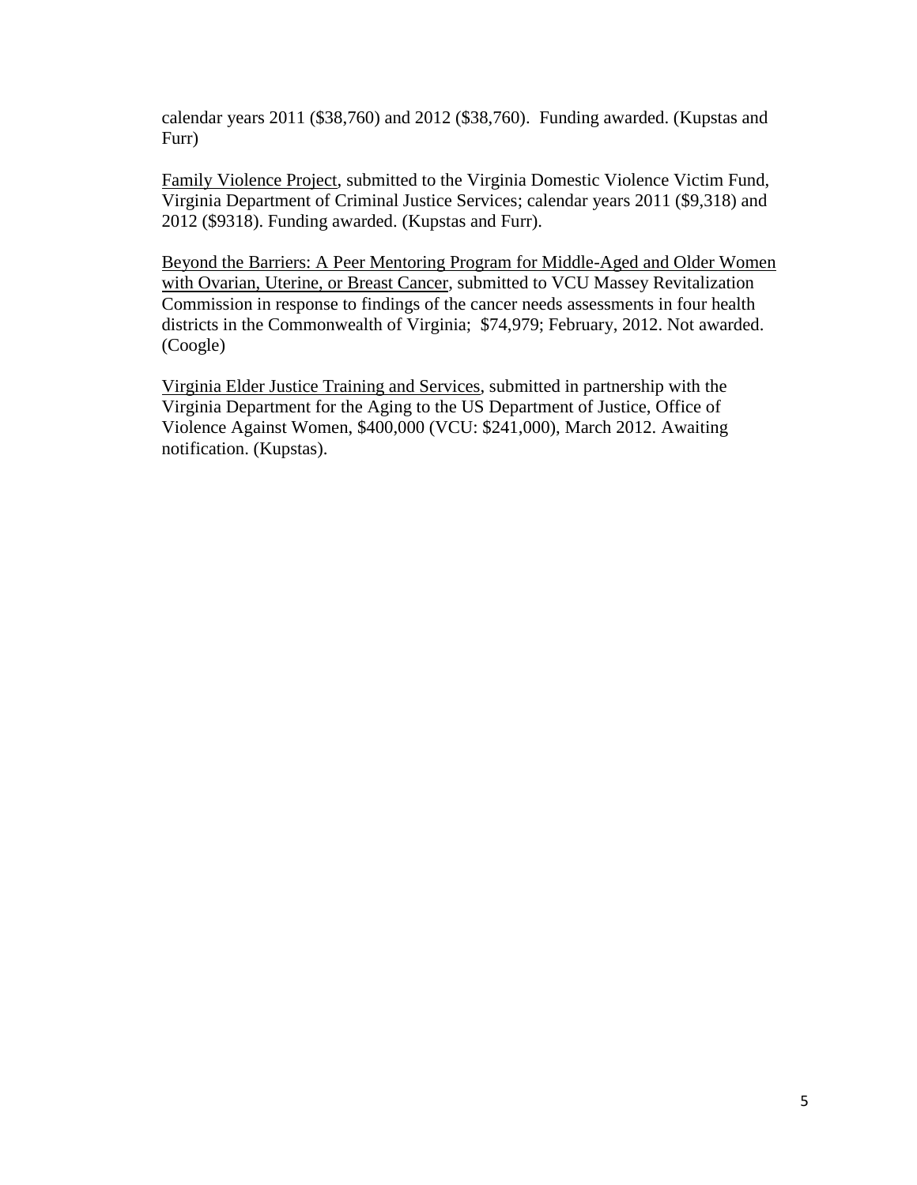calendar years 2011 ($38,760) and 2012 ($38,760). Funding awarded. (Kupstas and Furr)

<u>Family Violence Project</u>, submitted to the Virginia Domestic Violence Victim Fund, Virginia Department of Criminal Justice Services; calendar years 2011 ($9,318) and 2012 ($9318). Funding awarded. (Kupstas and Furr).

<u>Beyond the Barriers: A Peer Mentoring Program for Middle-Aged and Older Women with Ovarian, Uterine, or Breast Cancer</u>, submitted to VCU Massey Revitalization Commission in response to findings of the cancer needs assessments in four health districts in the Commonwealth of Virginia; $74,979; February, 2012. Not awarded. (Coogle)

<u>Virginia Elder Justice Training and Services</u>, submitted in partnership with the Virginia Department for the Aging to the US Department of Justice, Office of Violence Against Women, $400,000 (VCU: $241,000), March 2012. Awaiting notification. (Kupstas).